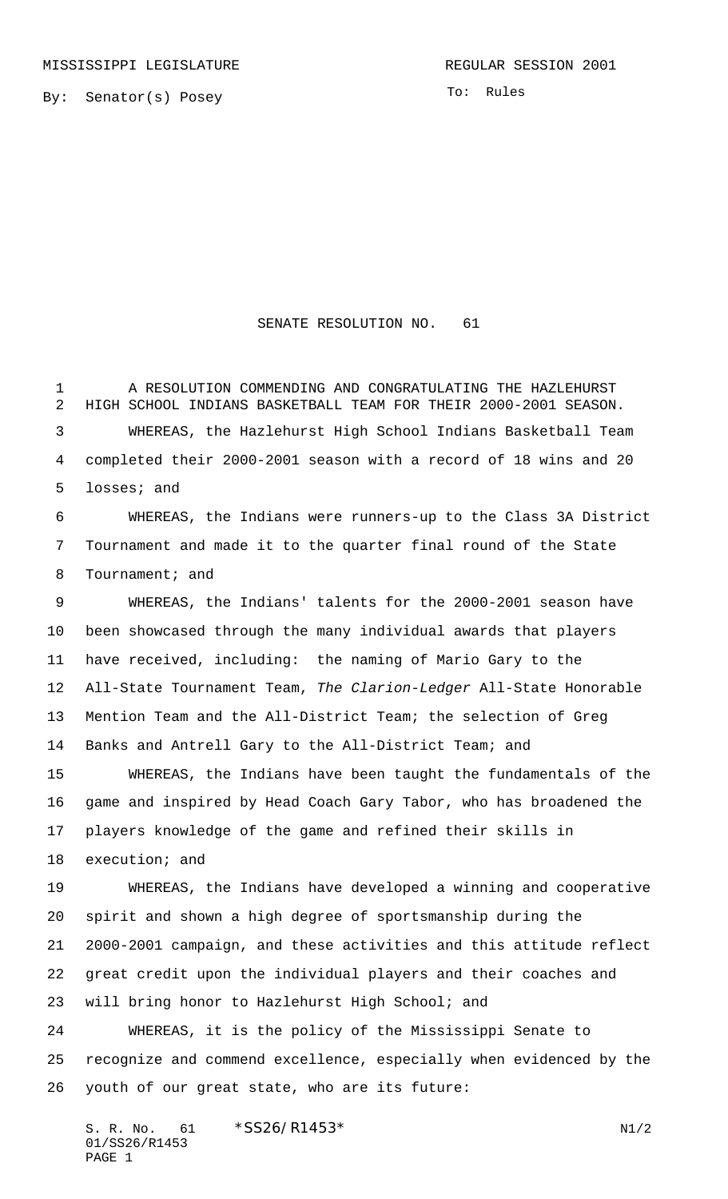MISSISSIPPI LEGISLATURE | REGULAR SESSION 2001

By: Senator(s) Posey

To: Rules

# SENATE RESOLUTION NO. 61

A RESOLUTION COMMENDING AND CONGRATULATING THE HAZLEHURST HIGH SCHOOL INDIANS BASKETBALL TEAM FOR THEIR 2000-2001 SEASON.

WHEREAS, the Hazlehurst High School Indians Basketball Team completed their 2000-2001 season with a record of 18 wins and 20 losses; and

WHEREAS, the Indians were runners-up to the Class 3A District Tournament and made it to the quarter final round of the State Tournament; and

WHEREAS, the Indians' talents for the 2000-2001 season have been showcased through the many individual awards that players have received, including: the naming of Mario Gary to the All-State Tournament Team, *The Clarion-Ledger* All-State Honorable Mention Team and the All-District Team; the selection of Greg Banks and Antrell Gary to the All-District Team; and

WHEREAS, the Indians have been taught the fundamentals of the game and inspired by Head Coach Gary Tabor, who has broadened the players knowledge of the game and refined their skills in execution; and

WHEREAS, the Indians have developed a winning and cooperative spirit and shown a high degree of sportsmanship during the 2000-2001 campaign, and these activities and this attitude reflect great credit upon the individual players and their coaches and will bring honor to Hazlehurst High School; and

WHEREAS, it is the policy of the Mississippi Senate to recognize and commend excellence, especially when evidenced by the youth of our great state, who are its future: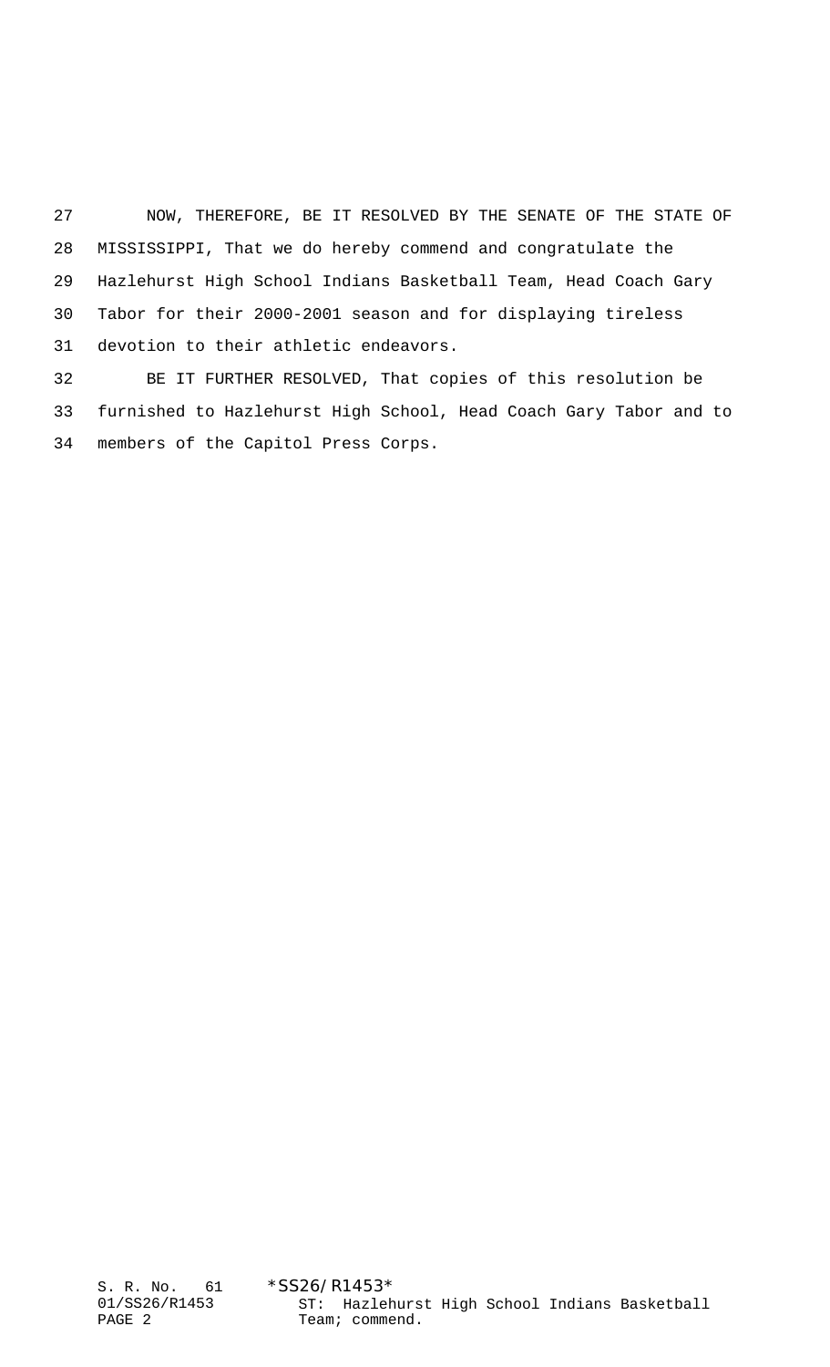NOW, THEREFORE, BE IT RESOLVED BY THE SENATE OF THE STATE OF MISSISSIPPI, That we do hereby commend and congratulate the Hazlehurst High School Indians Basketball Team, Head Coach Gary Tabor for their 2000-2001 season and for displaying tireless devotion to their athletic endeavors.

BE IT FURTHER RESOLVED, That copies of this resolution be furnished to Hazlehurst High School, Head Coach Gary Tabor and to members of the Capitol Press Corps.